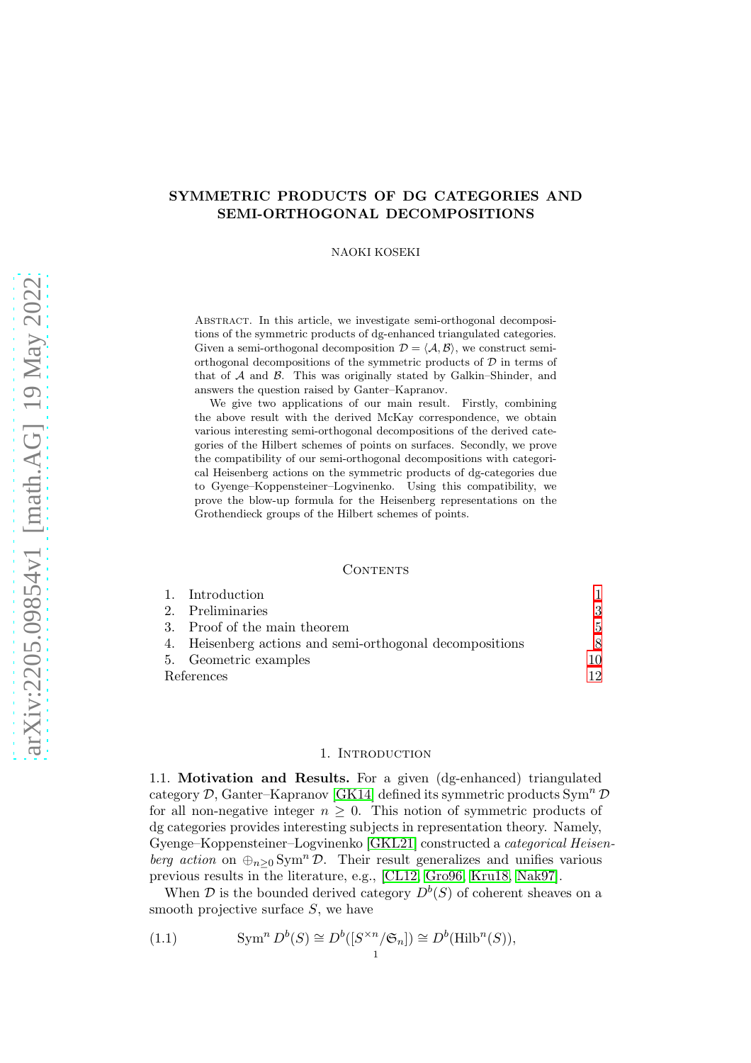# SYMMETRIC PRODUCTS OF DG CATEGORIES AND SEMI-ORTHOGONAL DECOMPOSITIONS

NAOKI KOSEKI

Abstract. In this article, we investigate semi-orthogonal decompositions of the symmetric products of dg-enhanced triangulated categories. Given a semi-orthogonal decomposition $\mathcal{D} = \langle \mathcal{A}, \mathcal{B} \rangle$, we construct semi-orthogonal decompositions of the symmetric products of $\mathcal{D}$ in terms of that of $\mathcal{A}$ and $\mathcal{B}$. This was originally stated by Galkin–Shinder, and answers the question raised by Ganter–Kapranov.

We give two applications of our main result. Firstly, combining the above result with the derived McKay correspondence, we obtain various interesting semi-orthogonal decompositions of the derived categories of the Hilbert schemes of points on surfaces. Secondly, we prove the compatibility of our semi-orthogonal decompositions with categorical Heisenberg actions on the symmetric products of dg-categories due to Gyenge–Koppensteiner–Logvinenko. Using this compatibility, we prove the blow-up formula for the Heisenberg representations on the Grothendieck groups of the Hilbert schemes of points.

Contents

1. Introduction 1
2. Preliminaries 3
3. Proof of the main theorem 5
4. Heisenberg actions and semi-orthogonal decompositions 8
5. Geometric examples 10

References 12

## 1. Introduction

1.1. **Motivation and Results.** For a given (dg-enhanced) triangulated category $\mathcal{D}$, Ganter–Kapranov [GK14] defined its symmetric products $\operatorname{Sym}^n \mathcal{D}$ for all non-negative integer $n \geq 0$. This notion of symmetric products of dg categories provides interesting subjects in representation theory. Namely, Gyenge–Koppensteiner–Logvinenko [GKL21] constructed a *categorical Heisenberg action* on $\oplus_{n \geq 0} \operatorname{Sym}^n \mathcal{D}$. Their result generalizes and unifies various previous results in the literature, e.g., [CL12, Gro96, Kru18, Nak97].

When $\mathcal{D}$ is the bounded derived category $D^b(S)$ of coherent sheaves on a smooth projective surface $S$, we have

$$\operatorname{Sym}^n D^b(S) \cong D^b([S^{\times n}/\mathfrak{S}_n]) \cong D^b(\operatorname{Hilb}^n(S)), \tag{1.1}$$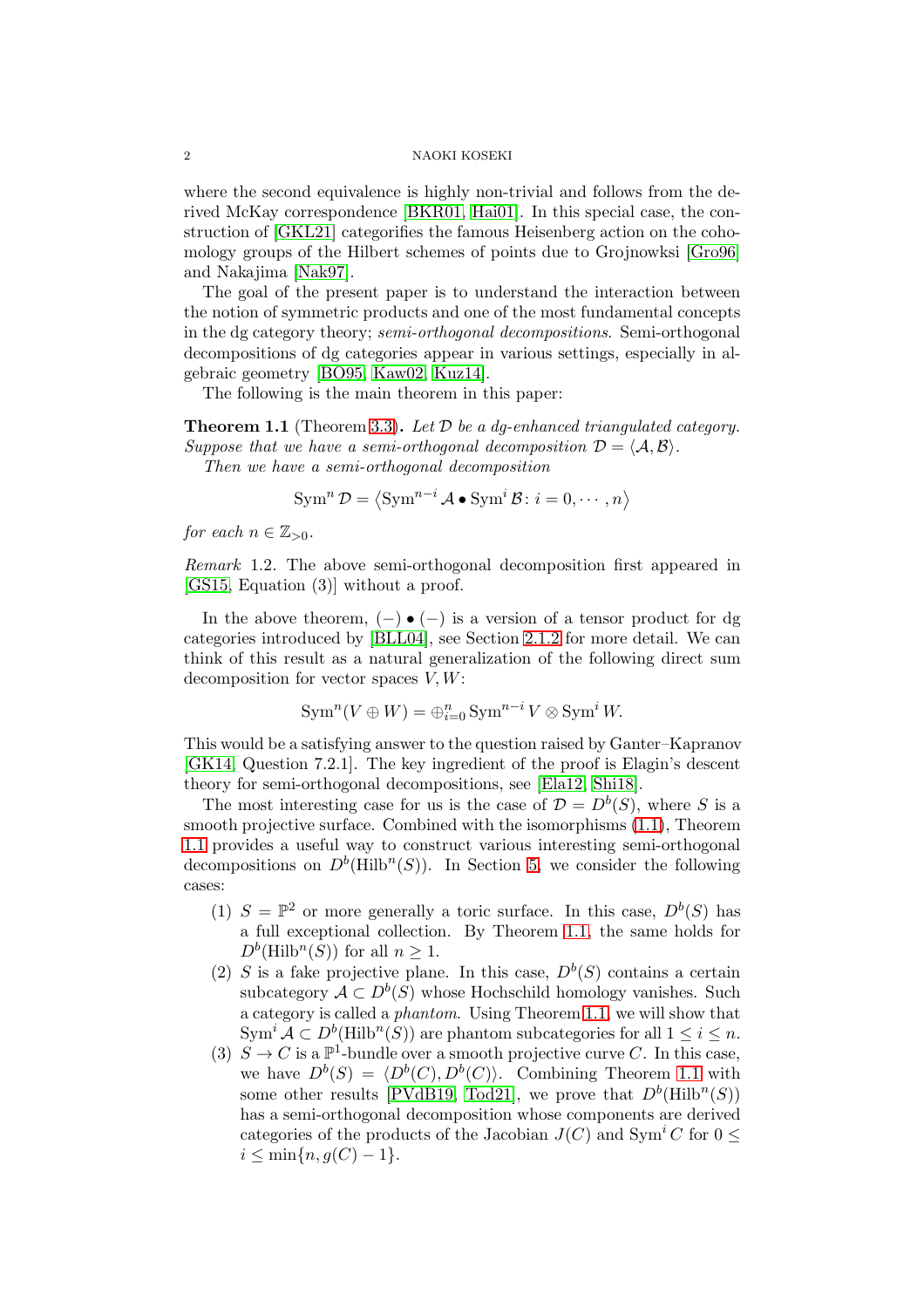where the second equivalence is highly non-trivial and follows from the derived McKay correspondence [BKR01, Hai01]. In this special case, the construction of [GKL21] categorifies the famous Heisenberg action on the cohomology groups of the Hilbert schemes of points due to Grojnowksi [Gro96] and Nakajima [Nak97].

The goal of the present paper is to understand the interaction between the notion of symmetric products and one of the most fundamental concepts in the dg category theory; *semi-orthogonal decompositions*. Semi-orthogonal decompositions of dg categories appear in various settings, especially in algebraic geometry [BO95, Kaw02, Kuz14].

The following is the main theorem in this paper:

**Theorem 1.1** (Theorem 3.3)**.** *Let $\mathcal{D}$ be a dg-enhanced triangulated category. Suppose that we have a semi-orthogonal decomposition $\mathcal{D} = \langle \mathcal{A}, \mathcal{B} \rangle$.*

*Then we have a semi-orthogonal decomposition*

$$\operatorname{Sym}^n \mathcal{D} = \left\langle \operatorname{Sym}^{n-i} \mathcal{A} \bullet \operatorname{Sym}^i \mathcal{B} \colon i = 0, \cdots, n \right\rangle$$

*for each $n \in \mathbb{Z}_{>0}$.*

*Remark* 1.2. The above semi-orthogonal decomposition first appeared in [GS15, Equation (3)] without a proof.

In the above theorem, $(-) \bullet (-)$ is a version of a tensor product for dg categories introduced by [BLL04], see Section 2.1.2 for more detail. We can think of this result as a natural generalization of the following direct sum decomposition for vector spaces $V, W$:

$$\operatorname{Sym}^n(V \oplus W) = \oplus_{i=0}^n \operatorname{Sym}^{n-i} V \otimes \operatorname{Sym}^i W.$$

This would be a satisfying answer to the question raised by Ganter–Kapranov [GK14, Question 7.2.1]. The key ingredient of the proof is Elagin's descent theory for semi-orthogonal decompositions, see [Ela12, Shi18].

The most interesting case for us is the case of $\mathcal{D} = D^b(S)$, where $S$ is a smooth projective surface. Combined with the isomorphisms (1.1), Theorem 1.1 provides a useful way to construct various interesting semi-orthogonal decompositions on $D^b(\operatorname{Hilb}^n(S))$. In Section 5, we consider the following cases:

1. $S = \mathbb{P}^2$ or more generally a toric surface. In this case, $D^b(S)$ has a full exceptional collection. By Theorem 1.1, the same holds for $D^b(\operatorname{Hilb}^n(S))$ for all $n \geq 1$.
2. $S$ is a fake projective plane. In this case, $D^b(S)$ contains a certain subcategory $\mathcal{A} \subset D^b(S)$ whose Hochschild homology vanishes. Such a category is called a *phantom*. Using Theorem 1.1, we will show that $\operatorname{Sym}^i \mathcal{A} \subset D^b(\operatorname{Hilb}^n(S))$ are phantom subcategories for all $1 \leq i \leq n$.
3. $S \to C$ is a $\mathbb{P}^1$-bundle over a smooth projective curve $C$. In this case, we have $D^b(S) = \langle D^b(C), D^b(C) \rangle$. Combining Theorem 1.1 with some other results [PVdB19, Tod21], we prove that $D^b(\operatorname{Hilb}^n(S))$ has a semi-orthogonal decomposition whose components are derived categories of the products of the Jacobian $J(C)$ and $\operatorname{Sym}^i C$ for $0 \leq i \leq \min\{n, g(C) - 1\}$.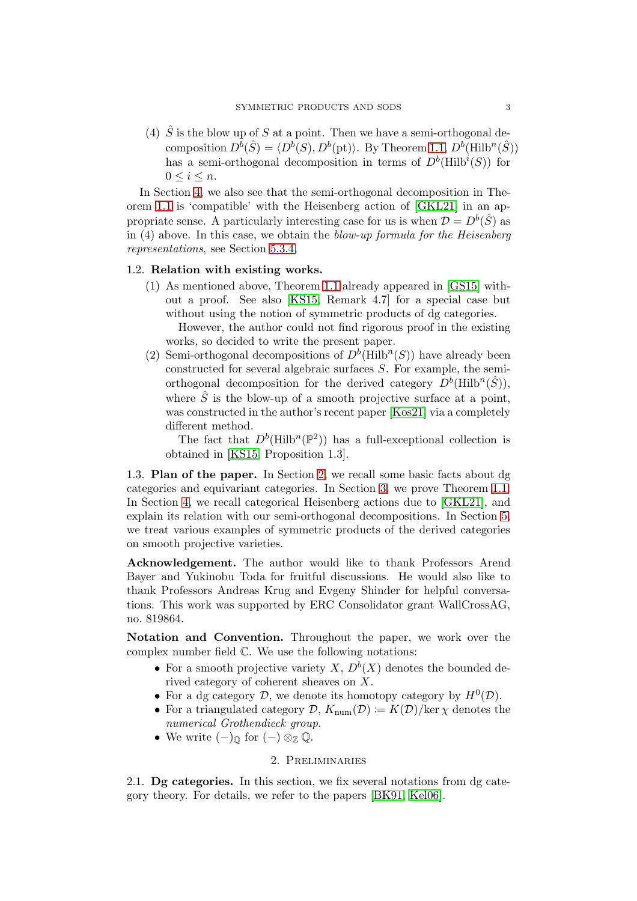(4) $\hat{S}$ is the blow up of $S$ at a point. Then we have a semi-orthogonal decomposition $D^b(\hat{S}) = \langle D^b(S), D^b(\mathrm{pt})\rangle$. By Theorem 1.1, $D^b(\mathrm{Hilb}^n(\hat{S}))$ has a semi-orthogonal decomposition in terms of $D^b(\mathrm{Hilb}^i(S))$ for $0 \leq i \leq n$.

In Section 4, we also see that the semi-orthogonal decomposition in Theorem 1.1 is 'compatible' with the Heisenberg action of [GKL21] in an appropriate sense. A particularly interesting case for us is when $\mathcal{D} = D^b(\hat{S})$ as in (4) above. In this case, we obtain the *blow-up formula for the Heisenberg representations*, see Section 5.3.4.

### 1.2. Relation with existing works.

(1) As mentioned above, Theorem 1.1 already appeared in [GS15] without a proof. See also [KS15, Remark 4.7] for a special case but without using the notion of symmetric products of dg categories.

However, the author could not find rigorous proof in the existing works, so decided to write the present paper.

(2) Semi-orthogonal decompositions of $D^b(\mathrm{Hilb}^n(S))$ have already been constructed for several algebraic surfaces $S$. For example, the semi-orthogonal decomposition for the derived category $D^b(\mathrm{Hilb}^n(\hat{S}))$, where $\hat{S}$ is the blow-up of a smooth projective surface at a point, was constructed in the author's recent paper [Kos21] via a completely different method.

The fact that $D^b(\mathrm{Hilb}^n(\mathbb{P}^2))$ has a full-exceptional collection is obtained in [KS15, Proposition 1.3].

**1.3. Plan of the paper.** In Section 2, we recall some basic facts about dg categories and equivariant categories. In Section 3, we prove Theorem 1.1. In Section 4, we recall categorical Heisenberg actions due to [GKL21], and explain its relation with our semi-orthogonal decompositions. In Section 5, we treat various examples of symmetric products of the derived categories on smooth projective varieties.

**Acknowledgement.** The author would like to thank Professors Arend Bayer and Yukinobu Toda for fruitful discussions. He would also like to thank Professors Andreas Krug and Evgeny Shinder for helpful conversations. This work was supported by ERC Consolidator grant WallCrossAG, no. 819864.

**Notation and Convention.** Throughout the paper, we work over the complex number field $\mathbb{C}$. We use the following notations:

- For a smooth projective variety $X$, $D^b(X)$ denotes the bounded derived category of coherent sheaves on $X$.
- For a dg category $\mathcal{D}$, we denote its homotopy category by $H^0(\mathcal{D})$.
- For a triangulated category $\mathcal{D}$, $K_{\mathrm{num}}(\mathcal{D}) \coloneqq K(\mathcal{D})/\ker \chi$ denotes the *numerical Grothendieck group*.
- We write $(-)_{\mathbb{Q}}$ for $(-) \otimes_{\mathbb{Z}} \mathbb{Q}$.

## 2. Preliminaries

**2.1. Dg categories.** In this section, we fix several notations from dg category theory. For details, we refer to the papers [BK91, Kel06].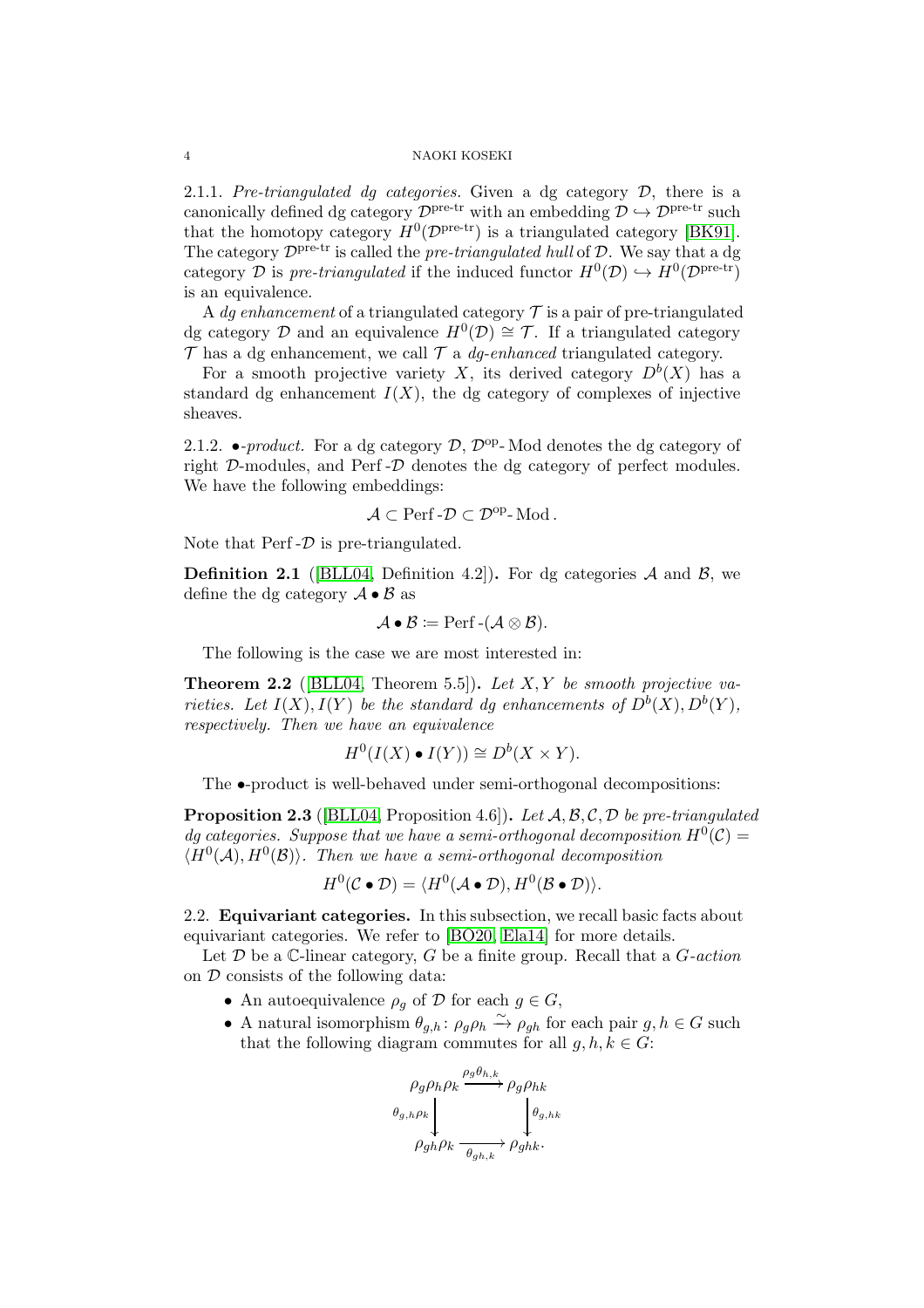2.1.1. *Pre-triangulated dg categories.* Given a dg category $\mathcal{D}$, there is a canonically defined dg category $\mathcal{D}^{\text{pre-tr}}$ with an embedding $\mathcal{D} \hookrightarrow \mathcal{D}^{\text{pre-tr}}$ such that the homotopy category $H^0(\mathcal{D}^{\text{pre-tr}})$ is a triangulated category [BK91]. The category $\mathcal{D}^{\text{pre-tr}}$ is called the *pre-triangulated hull* of $\mathcal{D}$. We say that a dg category $\mathcal{D}$ is *pre-triangulated* if the induced functor $H^0(\mathcal{D}) \hookrightarrow H^0(\mathcal{D}^{\text{pre-tr}})$ is an equivalence.

A *dg enhancement* of a triangulated category $\mathcal{T}$ is a pair of pre-triangulated dg category $\mathcal{D}$ and an equivalence $H^0(\mathcal{D}) \cong \mathcal{T}$. If a triangulated category $\mathcal{T}$ has a dg enhancement, we call $\mathcal{T}$ a *dg-enhanced* triangulated category.

For a smooth projective variety $X$, its derived category $D^b(X)$ has a standard dg enhancement $I(X)$, the dg category of complexes of injective sheaves.

2.1.2. *$\bullet$-product.* For a dg category $\mathcal{D}$, $\mathcal{D}^{\text{op}}\text{-}\operatorname{Mod}$ denotes the dg category of right $\mathcal{D}$-modules, and $\operatorname{Perf}\text{-}\mathcal{D}$ denotes the dg category of perfect modules. We have the following embeddings:

$$\mathcal{A} \subset \operatorname{Perf}\text{-}\mathcal{D} \subset \mathcal{D}^{\text{op}}\text{-}\operatorname{Mod}.$$

Note that $\operatorname{Perf}\text{-}\mathcal{D}$ is pre-triangulated.

**Definition 2.1** ([BLL04, Definition 4.2])**.** For dg categories $\mathcal{A}$ and $\mathcal{B}$, we define the dg category $\mathcal{A} \bullet \mathcal{B}$ as

$$\mathcal{A} \bullet \mathcal{B} \coloneqq \operatorname{Perf}\text{-}(\mathcal{A} \otimes \mathcal{B}).$$

The following is the case we are most interested in:

**Theorem 2.2** ([BLL04, Theorem 5.5])**.** *Let $X, Y$ be smooth projective varieties. Let $I(X), I(Y)$ be the standard dg enhancements of $D^b(X), D^b(Y)$, respectively. Then we have an equivalence*

$$H^0(I(X) \bullet I(Y)) \cong D^b(X \times Y).$$

The $\bullet$-product is well-behaved under semi-orthogonal decompositions:

**Proposition 2.3** ([BLL04, Proposition 4.6])**.** *Let $\mathcal{A}, \mathcal{B}, \mathcal{C}, \mathcal{D}$ be pre-triangulated dg categories. Suppose that we have a semi-orthogonal decomposition $H^0(\mathcal{C}) = \langle H^0(\mathcal{A}), H^0(\mathcal{B}) \rangle$. Then we have a semi-orthogonal decomposition*

$$H^0(\mathcal{C} \bullet \mathcal{D}) = \langle H^0(\mathcal{A} \bullet \mathcal{D}), H^0(\mathcal{B} \bullet \mathcal{D}) \rangle.$$

## 2.2. Equivariant categories.

In this subsection, we recall basic facts about equivariant categories. We refer to [BO20, Ela14] for more details.

Let $\mathcal{D}$ be a $\mathbb{C}$-linear category, $G$ be a finite group. Recall that a *$G$-action* on $\mathcal{D}$ consists of the following data:

- An autoequivalence $\rho_g$ of $\mathcal{D}$ for each $g \in G$,
- A natural isomorphism $\theta_{g,h} \colon \rho_g \rho_h \xrightarrow{\sim} \rho_{gh}$ for each pair $g, h \in G$ such that the following diagram commutes for all $g, h, k \in G$:

$$\begin{array}{ccc}
\rho_g \rho_h \rho_k & \xrightarrow{\rho_g \theta_{h,k}} & \rho_g \rho_{hk} \\
{\scriptstyle \theta_{g,h}\rho_k} \downarrow & & \downarrow {\scriptstyle \theta_{g,hk}} \\
\rho_{gh} \rho_k & \xrightarrow[\theta_{gh,k}]{} & \rho_{ghk}.
\end{array}$$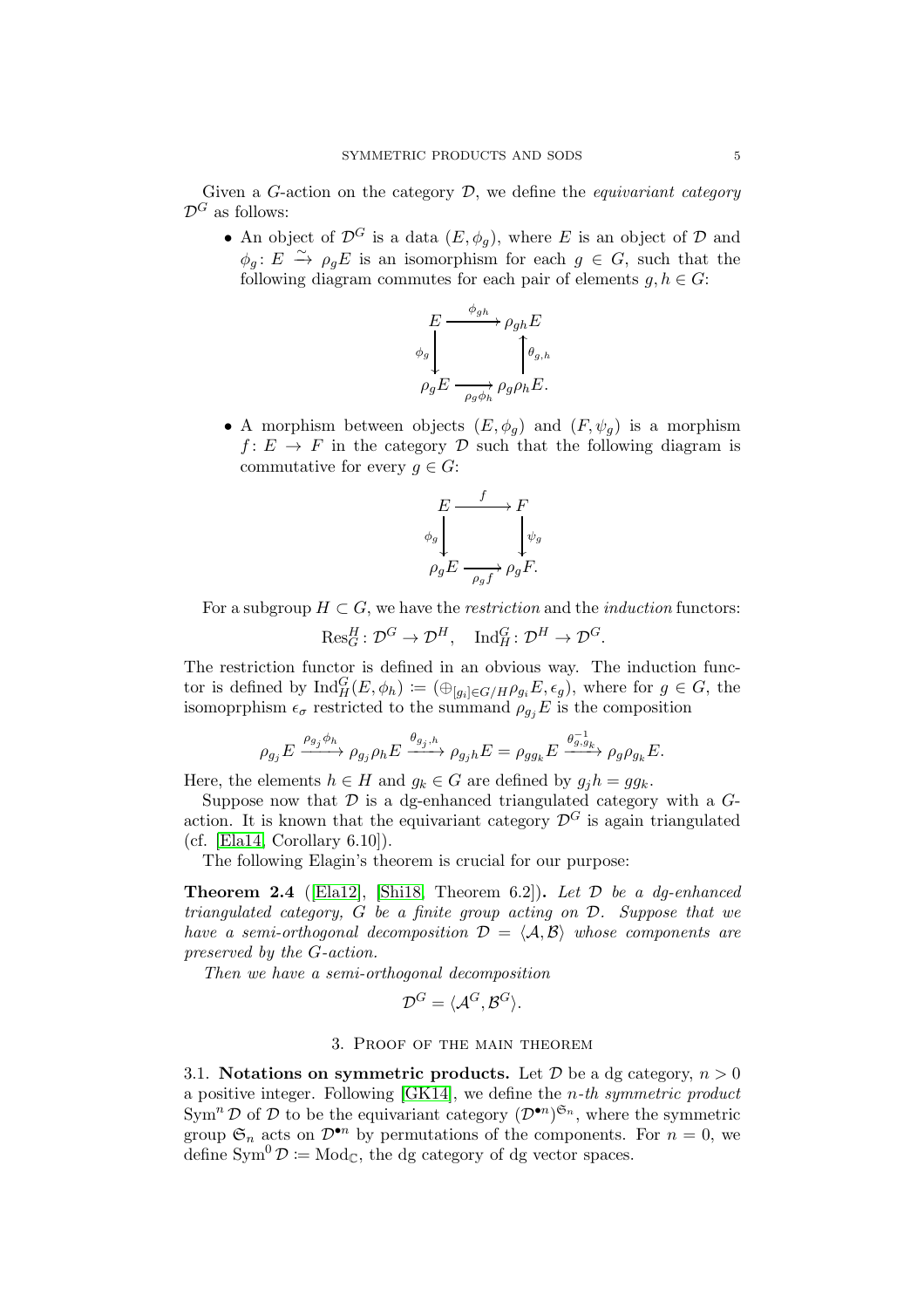Given a $G$-action on the category $\mathcal{D}$, we define the *equivariant category* $\mathcal{D}^G$ as follows:

- An object of $\mathcal{D}^G$ is a data $(E, \phi_g)$, where $E$ is an object of $\mathcal{D}$ and $\phi_g \colon E \xrightarrow{\sim} \rho_g E$ is an isomorphism for each $g \in G$, such that the following diagram commutes for each pair of elements $g, h \in G$:

$$\begin{array}{ccc} E & \xrightarrow{\phi_{gh}} & \rho_{gh} E \\ {\scriptstyle \phi_g}\downarrow & & \uparrow{\scriptstyle \theta_{g,h}} \\ \rho_g E & \xrightarrow[\rho_g \phi_h]{} & \rho_g \rho_h E. \end{array}$$

- A morphism between objects $(E, \phi_g)$ and $(F, \psi_g)$ is a morphism $f \colon E \to F$ in the category $\mathcal{D}$ such that the following diagram is commutative for every $g \in G$:

$$\begin{array}{ccc} E & \xrightarrow{f} & F \\ {\scriptstyle \phi_g}\downarrow & & \downarrow{\scriptstyle \psi_g} \\ \rho_g E & \xrightarrow[\rho_g f]{} & \rho_g F. \end{array}$$

For a subgroup $H \subset G$, we have the *restriction* and the *induction* functors:

$$\mathrm{Res}^H_G \colon \mathcal{D}^G \to \mathcal{D}^H, \quad \mathrm{Ind}^G_H \colon \mathcal{D}^H \to \mathcal{D}^G.$$

The restriction functor is defined in an obvious way. The induction functor is defined by $\mathrm{Ind}^G_H(E, \phi_h) := (\oplus_{[g_i] \in G/H} \rho_{g_i} E, \epsilon_g)$, where for $g \in G$, the isomoprphism $\epsilon_\sigma$ restricted to the summand $\rho_{g_j} E$ is the composition

$$\rho_{g_j} E \xrightarrow{\rho_{g_j} \phi_h} \rho_{g_j} \rho_h E \xrightarrow{\theta_{g_j,h}} \rho_{g_j h} E = \rho_{g g_k} E \xrightarrow{\theta^{-1}_{g,g_k}} \rho_g \rho_{g_k} E.$$

Here, the elements $h \in H$ and $g_k \in G$ are defined by $g_j h = g g_k$.

Suppose now that $\mathcal{D}$ is a dg-enhanced triangulated category with a $G$-action. It is known that the equivariant category $\mathcal{D}^G$ is again triangulated (cf. [Ela14, Corollary 6.10]).

The following Elagin's theorem is crucial for our purpose:

**Theorem 2.4** ([Ela12], [Shi18, Theorem 6.2])**.** *Let $\mathcal{D}$ be a dg-enhanced triangulated category, $G$ be a finite group acting on $\mathcal{D}$. Suppose that we have a semi-orthogonal decomposition $\mathcal{D} = \langle \mathcal{A}, \mathcal{B} \rangle$ whose components are preserved by the $G$-action.*

*Then we have a semi-orthogonal decomposition*

$$\mathcal{D}^G = \langle \mathcal{A}^G, \mathcal{B}^G \rangle.$$

## 3. Proof of the main theorem

**3.1. Notations on symmetric products.** Let $\mathcal{D}$ be a dg category, $n > 0$ a positive integer. Following [GK14], we define the *$n$-th symmetric product* $\mathrm{Sym}^n \mathcal{D}$ of $\mathcal{D}$ to be the equivariant category $(\mathcal{D}^{\bullet n})^{\mathfrak{S}_n}$, where the symmetric group $\mathfrak{S}_n$ acts on $\mathcal{D}^{\bullet n}$ by permutations of the components. For $n = 0$, we define $\mathrm{Sym}^0 \mathcal{D} := \mathrm{Mod}_{\mathbb{C}}$, the dg category of dg vector spaces.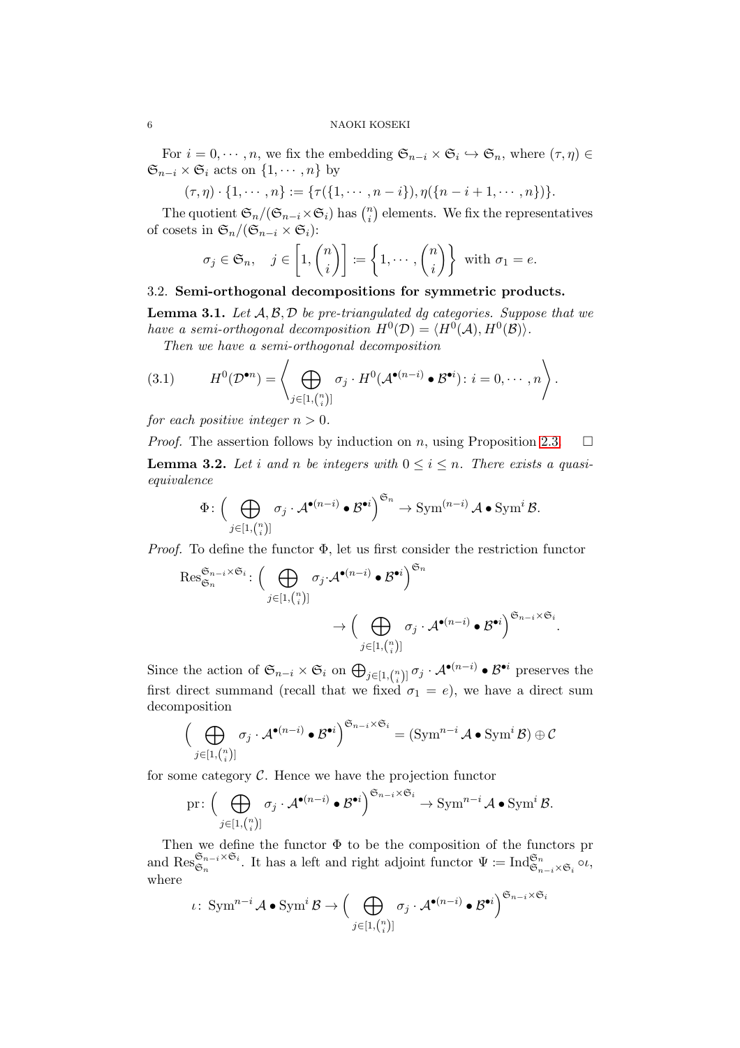For $i = 0, \cdots, n$, we fix the embedding $\mathfrak{S}_{n-i} \times \mathfrak{S}_i \hookrightarrow \mathfrak{S}_n$, where $(\tau, \eta) \in \mathfrak{S}_{n-i} \times \mathfrak{S}_i$ acts on $\{1, \cdots, n\}$ by

$$(\tau, \eta) \cdot \{1, \cdots, n\} := \{\tau(\{1, \cdots, n-i\}), \eta(\{n-i+1, \cdots, n\})\}.$$

The quotient $\mathfrak{S}_n/(\mathfrak{S}_{n-i} \times \mathfrak{S}_i)$ has $\binom{n}{i}$ elements. We fix the representatives of cosets in $\mathfrak{S}_n/(\mathfrak{S}_{n-i} \times \mathfrak{S}_i)$:

$$\sigma_j \in \mathfrak{S}_n, \quad j \in \left[1, \binom{n}{i}\right] := \left\{1, \cdots, \binom{n}{i}\right\} \text{ with } \sigma_1 = e.$$

### 3.2. Semi-orthogonal decompositions for symmetric products.

**Lemma 3.1.** *Let $\mathcal{A}, \mathcal{B}, \mathcal{D}$ be pre-triangulated dg categories. Suppose that we have a semi-orthogonal decomposition $H^0(\mathcal{D}) = \langle H^0(\mathcal{A}), H^0(\mathcal{B})\rangle$.*

*Then we have a semi-orthogonal decomposition*

$$H^0(\mathcal{D}^{\bullet n}) = \left\langle \bigoplus_{j \in [1, \binom{n}{i}]} \sigma_j \cdot H^0(\mathcal{A}^{\bullet(n-i)} \bullet \mathcal{B}^{\bullet i}) : i = 0, \cdots, n \right\rangle. \tag{3.1}$$

*for each positive integer $n > 0$.*

*Proof.* The assertion follows by induction on $n$, using Proposition 2.3. □

**Lemma 3.2.** *Let $i$ and $n$ be integers with $0 \leq i \leq n$. There exists a quasi-equivalence*

$$\Phi \colon \Big( \bigoplus_{j \in [1, \binom{n}{i}]} \sigma_j \cdot \mathcal{A}^{\bullet(n-i)} \bullet \mathcal{B}^{\bullet i} \Big)^{\mathfrak{S}_n} \to \mathrm{Sym}^{(n-i)} \mathcal{A} \bullet \mathrm{Sym}^i \mathcal{B}.$$

*Proof.* To define the functor $\Phi$, let us first consider the restriction functor

$$\mathrm{Res}^{\mathfrak{S}_{n-i} \times \mathfrak{S}_i}_{\mathfrak{S}_n} \colon \Big( \bigoplus_{j \in [1, \binom{n}{i}]} \sigma_j \cdot \mathcal{A}^{\bullet(n-i)} \bullet \mathcal{B}^{\bullet i} \Big)^{\mathfrak{S}_n} \to \Big( \bigoplus_{j \in [1, \binom{n}{i}]} \sigma_j \cdot \mathcal{A}^{\bullet(n-i)} \bullet \mathcal{B}^{\bullet i} \Big)^{\mathfrak{S}_{n-i} \times \mathfrak{S}_i}.$$

Since the action of $\mathfrak{S}_{n-i} \times \mathfrak{S}_i$ on $\bigoplus_{j \in [1, \binom{n}{i}]} \sigma_j \cdot \mathcal{A}^{\bullet(n-i)} \bullet \mathcal{B}^{\bullet i}$ preserves the first direct summand (recall that we fixed $\sigma_1 = e$), we have a direct sum decomposition

$$\Big( \bigoplus_{j \in [1, \binom{n}{i}]} \sigma_j \cdot \mathcal{A}^{\bullet(n-i)} \bullet \mathcal{B}^{\bullet i} \Big)^{\mathfrak{S}_{n-i} \times \mathfrak{S}_i} = (\mathrm{Sym}^{n-i} \mathcal{A} \bullet \mathrm{Sym}^i \mathcal{B}) \oplus \mathcal{C}$$

for some category $\mathcal{C}$. Hence we have the projection functor

$$\mathrm{pr} \colon \Big( \bigoplus_{j \in [1, \binom{n}{i}]} \sigma_j \cdot \mathcal{A}^{\bullet(n-i)} \bullet \mathcal{B}^{\bullet i} \Big)^{\mathfrak{S}_{n-i} \times \mathfrak{S}_i} \to \mathrm{Sym}^{n-i} \mathcal{A} \bullet \mathrm{Sym}^i \mathcal{B}.$$

Then we define the functor $\Phi$ to be the composition of the functors pr and $\mathrm{Res}^{\mathfrak{S}_{n-i} \times \mathfrak{S}_i}_{\mathfrak{S}_n}$. It has a left and right adjoint functor $\Psi := \mathrm{Ind}^{\mathfrak{S}_n}_{\mathfrak{S}_{n-i} \times \mathfrak{S}_i} \circ \iota$, where

$$\iota \colon \mathrm{Sym}^{n-i} \mathcal{A} \bullet \mathrm{Sym}^i \mathcal{B} \to \Big( \bigoplus_{j \in [1, \binom{n}{i}]} \sigma_j \cdot \mathcal{A}^{\bullet(n-i)} \bullet \mathcal{B}^{\bullet i} \Big)^{\mathfrak{S}_{n-i} \times \mathfrak{S}_i}$$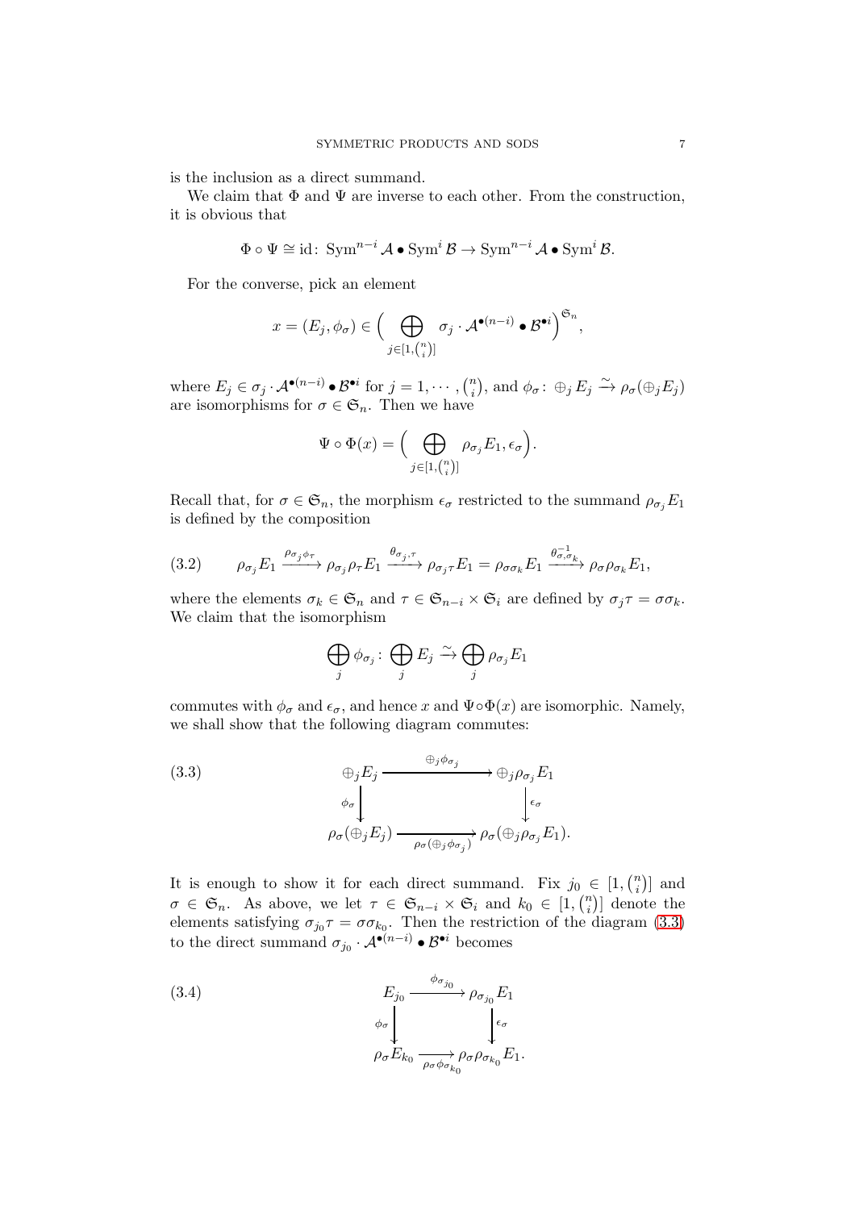is the inclusion as a direct summand.

We claim that $\Phi$ and $\Psi$ are inverse to each other. From the construction, it is obvious that

$$\Phi \circ \Psi \cong \mathrm{id}\colon\ \mathrm{Sym}^{n-i} \mathcal{A} \bullet \mathrm{Sym}^i \mathcal{B} \to \mathrm{Sym}^{n-i} \mathcal{A} \bullet \mathrm{Sym}^i \mathcal{B}.$$

For the converse, pick an element

$$x = (E_j, \phi_\sigma) \in \Big( \bigoplus_{j \in [1, \binom{n}{i}]} \sigma_j \cdot \mathcal{A}^{\bullet(n-i)} \bullet \mathcal{B}^{\bullet i} \Big)^{\mathfrak{S}_n},$$

where $E_j \in \sigma_j \cdot \mathcal{A}^{\bullet(n-i)} \bullet \mathcal{B}^{\bullet i}$ for $j = 1, \cdots, \binom{n}{i}$, and $\phi_\sigma\colon \oplus_j E_j \xrightarrow{\sim} \rho_\sigma(\oplus_j E_j)$ are isomorphisms for $\sigma \in \mathfrak{S}_n$. Then we have

$$\Psi \circ \Phi(x) = \Big( \bigoplus_{j \in [1, \binom{n}{i}]} \rho_{\sigma_j} E_1, \epsilon_\sigma \Big).$$

Recall that, for $\sigma \in \mathfrak{S}_n$, the morphism $\epsilon_\sigma$ restricted to the summand $\rho_{\sigma_j} E_1$ is defined by the composition

$$\rho_{\sigma_j} E_1 \xrightarrow{\rho_{\sigma_j} \phi_\tau} \rho_{\sigma_j} \rho_\tau E_1 \xrightarrow{\theta_{\sigma_j, \tau}} \rho_{\sigma_j \tau} E_1 = \rho_{\sigma \sigma_k} E_1 \xrightarrow{\theta^{-1}_{\sigma, \sigma_k}} \rho_\sigma \rho_{\sigma_k} E_1, \tag{3.2}$$

where the elements $\sigma_k \in \mathfrak{S}_n$ and $\tau \in \mathfrak{S}_{n-i} \times \mathfrak{S}_i$ are defined by $\sigma_j \tau = \sigma \sigma_k$. We claim that the isomorphism

$$\bigoplus_j \phi_{\sigma_j}\colon \bigoplus_j E_j \xrightarrow{\sim} \bigoplus_j \rho_{\sigma_j} E_1$$

commutes with $\phi_\sigma$ and $\epsilon_\sigma$, and hence $x$ and $\Psi \circ \Phi(x)$ are isomorphic. Namely, we shall show that the following diagram commutes:

$$\begin{array}{ccc} \oplus_j E_j & \xrightarrow{\ \oplus_j \phi_{\sigma_j}\ } & \oplus_j \rho_{\sigma_j} E_1 \\ {\scriptstyle \phi_\sigma} \downarrow & & \downarrow {\scriptstyle \epsilon_\sigma} \\ \rho_\sigma(\oplus_j E_j) & \xrightarrow[\rho_\sigma(\oplus_j \phi_{\sigma_j})]{} & \rho_\sigma(\oplus_j \rho_{\sigma_j} E_1). \end{array} \tag{3.3}$$

It is enough to show it for each direct summand. Fix $j_0 \in [1, \binom{n}{i}]$ and $\sigma \in \mathfrak{S}_n$. As above, we let $\tau \in \mathfrak{S}_{n-i} \times \mathfrak{S}_i$ and $k_0 \in [1, \binom{n}{i}]$ denote the elements satisfying $\sigma_{j_0} \tau = \sigma \sigma_{k_0}$. Then the restriction of the diagram (3.3) to the direct summand $\sigma_{j_0} \cdot \mathcal{A}^{\bullet(n-i)} \bullet \mathcal{B}^{\bullet i}$ becomes

$$\begin{array}{ccc} E_{j_0} & \xrightarrow{\ \phi_{\sigma_{j_0}}\ } & \rho_{\sigma_{j_0}} E_1 \\ {\scriptstyle \phi_\sigma} \downarrow & & \downarrow {\scriptstyle \epsilon_\sigma} \\ \rho_\sigma E_{k_0} & \xrightarrow[\rho_\sigma \phi_{\sigma_{k_0}}]{} & \rho_\sigma \rho_{\sigma_{k_0}} E_1. \end{array} \tag{3.4}$$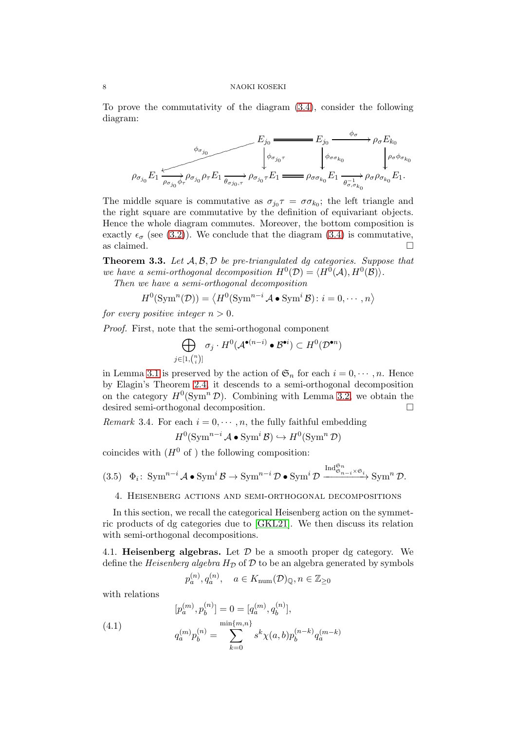To prove the commutativity of the diagram (3.4), consider the following diagram:

$$
\begin{array}{ccccccc}
 & & E_{j_0} & = & E_{j_0} & \xrightarrow{\phi_\sigma} & \rho_\sigma E_{k_0} \\
 & \swarrow^{\phi_{\sigma_{j_0}}} & \downarrow{\scriptstyle \phi_{\sigma_{j_0}\tau}} & & \downarrow{\scriptstyle \phi_{\sigma\sigma_{k_0}}} & & \downarrow{\scriptstyle \rho_\sigma \phi_{\sigma_{k_0}}} \\
\rho_{\sigma_{j_0}} E_1 \xrightarrow[\rho_{\sigma_{j_0}}\phi_\tau]{} \rho_{\sigma_{j_0}}\rho_\tau E_1 & \xrightarrow[\theta_{\sigma_{j_0},\tau}]{} & \rho_{\sigma_{j_0}\tau} E_1 & = & \rho_{\sigma\sigma_{k_0}} E_1 & \xrightarrow[\theta^{-1}_{\sigma,\sigma_{k_0}}]{} & \rho_\sigma \rho_{\sigma_{k_0}} E_1.
\end{array}
$$

The middle square is commutative as $\sigma_{j_0}\tau = \sigma\sigma_{k_0}$; the left triangle and the right square are commutative by the definition of equivariant objects. Hence the whole diagram commutes. Moreover, the bottom composition is exactly $\epsilon_\sigma$ (see (3.2)). We conclude that the diagram (3.4) is commutative, as claimed. □

**Theorem 3.3.** *Let $\mathcal{A}, \mathcal{B}, \mathcal{D}$ be pre-triangulated dg categories. Suppose that we have a semi-orthogonal decomposition $H^0(\mathcal{D}) = \langle H^0(\mathcal{A}), H^0(\mathcal{B})\rangle$.*

*Then we have a semi-orthogonal decomposition*

$$H^0(\operatorname{Sym}^n(\mathcal{D})) = \left\langle H^0(\operatorname{Sym}^{n-i}\mathcal{A} \bullet \operatorname{Sym}^i \mathcal{B}) \colon i = 0, \cdots, n \right\rangle$$

*for every positive integer $n > 0$.*

*Proof.* First, note that the semi-orthogonal component

$$\bigoplus_{j \in [1, \binom{n}{i}]} \sigma_j \cdot H^0(\mathcal{A}^{\bullet(n-i)} \bullet \mathcal{B}^{\bullet i}) \subset H^0(\mathcal{D}^{\bullet n})$$

in Lemma 3.1 is preserved by the action of $\mathfrak{S}_n$ for each $i = 0, \cdots, n$. Hence by Elagin's Theorem 2.4, it descends to a semi-orthogonal decomposition on the category $H^0(\operatorname{Sym}^n \mathcal{D})$. Combining with Lemma 3.2, we obtain the desired semi-orthogonal decomposition. □

*Remark* 3.4. For each $i = 0, \cdots, n$, the fully faithful embedding

$$H^0(\operatorname{Sym}^{n-i}\mathcal{A} \bullet \operatorname{Sym}^i \mathcal{B}) \hookrightarrow H^0(\operatorname{Sym}^n \mathcal{D})$$

coincides with ($H^0$ of ) the following composition:

$$\Phi_i \colon \operatorname{Sym}^{n-i}\mathcal{A} \bullet \operatorname{Sym}^i \mathcal{B} \to \operatorname{Sym}^{n-i}\mathcal{D} \bullet \operatorname{Sym}^i \mathcal{D} \xrightarrow{\operatorname{Ind}_{\mathfrak{S}_{n-i}\times\mathfrak{S}_i}^{\mathfrak{S}_n}} \operatorname{Sym}^n \mathcal{D}. \tag{3.5}$$

## 4. Heisenberg actions and semi-orthogonal decompositions

In this section, we recall the categorical Heisenberg action on the symmetric products of dg categories due to [GKL21]. We then discuss its relation with semi-orthogonal decompositions.

**4.1. Heisenberg algebras.** Let $\mathcal{D}$ be a smooth proper dg category. We define the *Heisenberg algebra* $H_\mathcal{D}$ of $\mathcal{D}$ to be an algebra generated by symbols

$$p_a^{(n)}, q_a^{(n)}, \quad a \in K_{\mathrm{num}}(\mathcal{D})_\mathbb{Q}, n \in \mathbb{Z}_{\geq 0}$$

with relations

$$\begin{aligned}
&[p_a^{(m)}, p_b^{(n)}] = 0 = [q_a^{(m)}, q_b^{(n)}], \\
&q_a^{(m)} p_b^{(n)} = \sum_{k=0}^{\min\{m,n\}} s^k \chi(a,b) p_b^{(n-k)} q_a^{(m-k)}
\end{aligned} \tag{4.1}$$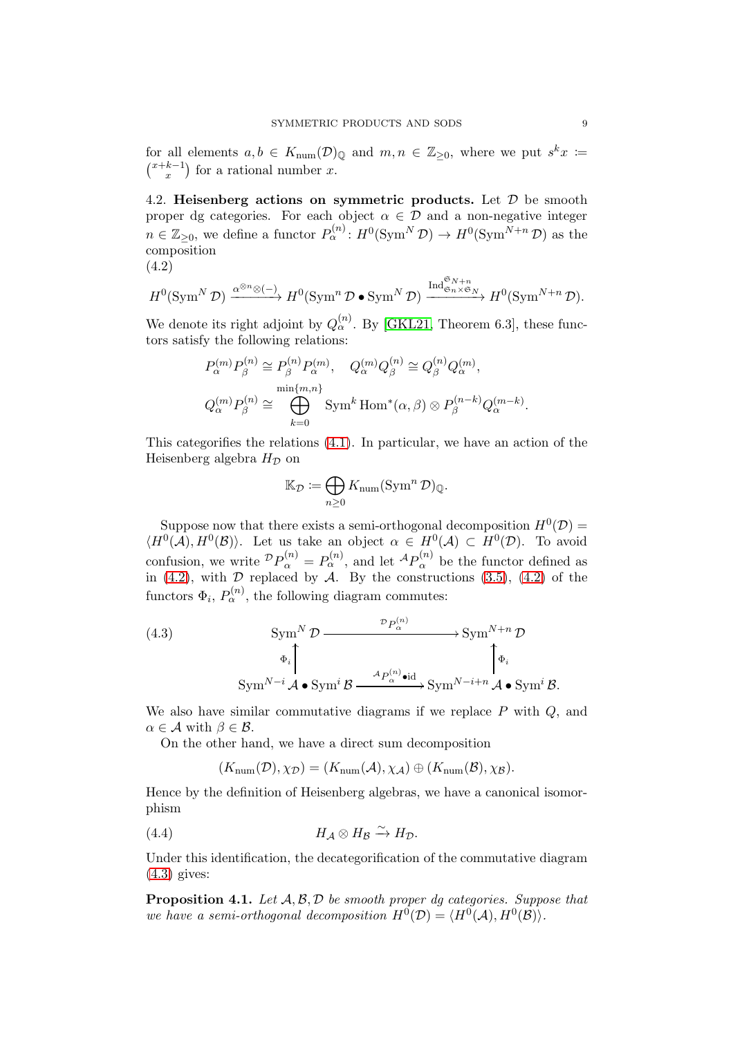for all elements $a, b \in K_{\mathrm{num}}(\mathcal{D})_{\mathbb{Q}}$ and $m, n \in \mathbb{Z}_{\geq 0}$, where we put $s^k x := \binom{x+k-1}{x}$ for a rational number $x$.

### 4.2. Heisenberg actions on symmetric products.

Let $\mathcal{D}$ be smooth proper dg categories. For each object $\alpha \in \mathcal{D}$ and a non-negative integer $n \in \mathbb{Z}_{\geq 0}$, we define a functor $P^{(n)}_\alpha \colon H^0(\operatorname{Sym}^N \mathcal{D}) \to H^0(\operatorname{Sym}^{N+n} \mathcal{D})$ as the composition

(4.2)

$$H^0(\operatorname{Sym}^N \mathcal{D}) \xrightarrow{\alpha^{\otimes n} \otimes (-)} H^0(\operatorname{Sym}^n \mathcal{D} \bullet \operatorname{Sym}^N \mathcal{D}) \xrightarrow{\operatorname{Ind}^{\mathfrak{S}_{N+n}}_{\mathfrak{S}_n \times \mathfrak{S}_N}} H^0(\operatorname{Sym}^{N+n} \mathcal{D}).$$

We denote its right adjoint by $Q^{(n)}_\alpha$. By [GKL21, Theorem 6.3], these functors satisfy the following relations:

$$P^{(m)}_\alpha P^{(n)}_\beta \cong P^{(n)}_\beta P^{(m)}_\alpha, \quad Q^{(m)}_\alpha Q^{(n)}_\beta \cong Q^{(n)}_\beta Q^{(m)}_\alpha,$$

$$Q^{(m)}_\alpha P^{(n)}_\beta \cong \bigoplus_{k=0}^{\min\{m,n\}} \operatorname{Sym}^k \operatorname{Hom}^*(\alpha, \beta) \otimes P^{(n-k)}_\beta Q^{(m-k)}_\alpha.$$

This categorifies the relations (4.1). In particular, we have an action of the Heisenberg algebra $H_{\mathcal{D}}$ on

$$\mathbb{K}_{\mathcal{D}} := \bigoplus_{n \geq 0} K_{\mathrm{num}}(\operatorname{Sym}^n \mathcal{D})_{\mathbb{Q}}.$$

Suppose now that there exists a semi-orthogonal decomposition $H^0(\mathcal{D}) = \langle H^0(\mathcal{A}), H^0(\mathcal{B}) \rangle$. Let us take an object $\alpha \in H^0(\mathcal{A}) \subset H^0(\mathcal{D})$. To avoid confusion, we write ${}^{\mathcal{D}}P^{(n)}_\alpha = P^{(n)}_\alpha$, and let ${}^{\mathcal{A}}P^{(n)}_\alpha$ be the functor defined as in (4.2), with $\mathcal{D}$ replaced by $\mathcal{A}$. By the constructions (3.5), (4.2) of the functors $\Phi_i$, $P^{(n)}_\alpha$, the following diagram commutes:

(4.3)

$$\begin{array}{ccc} \operatorname{Sym}^N \mathcal{D} & \xrightarrow{{}^{\mathcal{D}}P^{(n)}_\alpha} & \operatorname{Sym}^{N+n} \mathcal{D} \\ \uparrow \Phi_i & & \uparrow \Phi_i \\ \operatorname{Sym}^{N-i} \mathcal{A} \bullet \operatorname{Sym}^i \mathcal{B} & \xrightarrow{{}^{\mathcal{A}}P^{(n)}_\alpha \bullet \mathrm{id}} & \operatorname{Sym}^{N-i+n} \mathcal{A} \bullet \operatorname{Sym}^i \mathcal{B}. \end{array}$$

We also have similar commutative diagrams if we replace $P$ with $Q$, and $\alpha \in \mathcal{A}$ with $\beta \in \mathcal{B}$.

On the other hand, we have a direct sum decomposition

$$(K_{\mathrm{num}}(\mathcal{D}), \chi_{\mathcal{D}}) = (K_{\mathrm{num}}(\mathcal{A}), \chi_{\mathcal{A}}) \oplus (K_{\mathrm{num}}(\mathcal{B}), \chi_{\mathcal{B}}).$$

Hence by the definition of Heisenberg algebras, we have a canonical isomorphism

$$H_{\mathcal{A}} \otimes H_{\mathcal{B}} \xrightarrow{\sim} H_{\mathcal{D}}. \tag{4.4}$$

Under this identification, the decategorification of the commutative diagram (4.3) gives:

**Proposition 4.1.** *Let $\mathcal{A}, \mathcal{B}, \mathcal{D}$ be smooth proper dg categories. Suppose that we have a semi-orthogonal decomposition $H^0(\mathcal{D}) = \langle H^0(\mathcal{A}), H^0(\mathcal{B}) \rangle$.*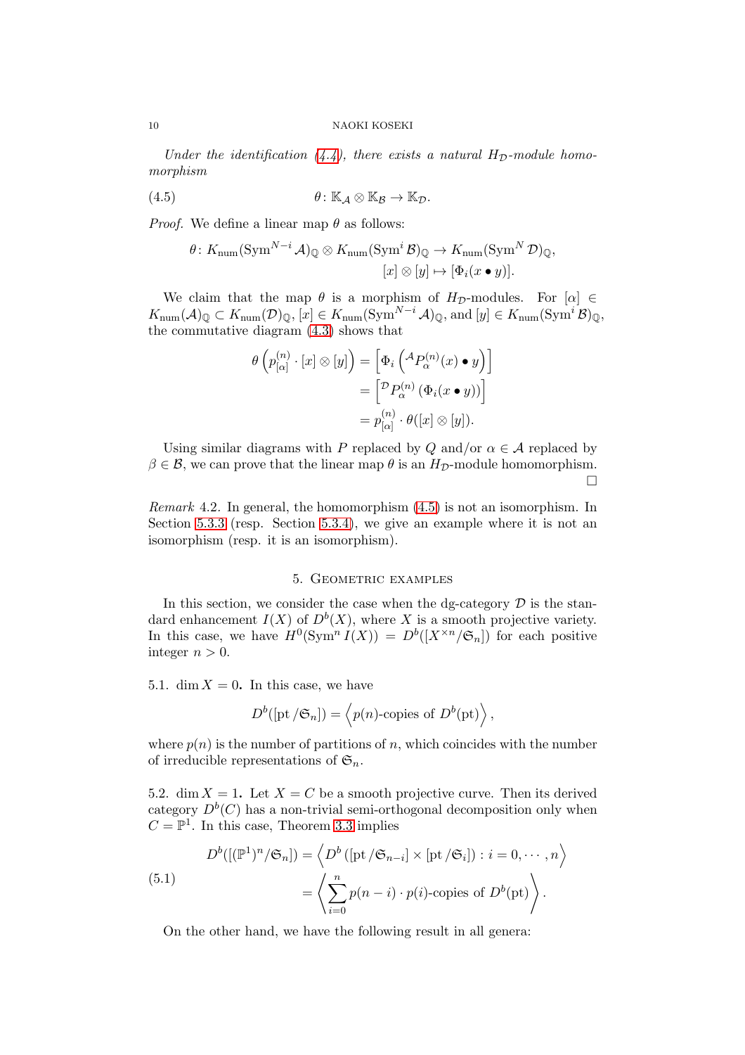*Under the identification (4.4), there exists a natural $H_{\mathcal{D}}$-module homomorphism*

$$\theta\colon \mathbb{K}_{\mathcal{A}} \otimes \mathbb{K}_{\mathcal{B}} \to \mathbb{K}_{\mathcal{D}}. \tag{4.5}$$

*Proof.* We define a linear map $\theta$ as follows:

$$\begin{aligned}\theta\colon K_{\mathrm{num}}(\mathrm{Sym}^{N-i}\mathcal{A})_{\mathbb{Q}} \otimes K_{\mathrm{num}}(\mathrm{Sym}^{i}\mathcal{B})_{\mathbb{Q}} &\to K_{\mathrm{num}}(\mathrm{Sym}^{N}\mathcal{D})_{\mathbb{Q}}, \\ [x]\otimes[y] &\mapsto [\Phi_i(x\bullet y)].\end{aligned}$$

We claim that the map $\theta$ is a morphism of $H_{\mathcal{D}}$-modules. For $[\alpha] \in K_{\mathrm{num}}(\mathcal{A})_{\mathbb{Q}} \subset K_{\mathrm{num}}(\mathcal{D})_{\mathbb{Q}}$, $[x] \in K_{\mathrm{num}}(\mathrm{Sym}^{N-i}\mathcal{A})_{\mathbb{Q}}$, and $[y] \in K_{\mathrm{num}}(\mathrm{Sym}^{i}\mathcal{B})_{\mathbb{Q}}$, the commutative diagram (4.3) shows that

$$\begin{aligned}\theta\left(p^{(n)}_{[\alpha]}\cdot[x]\otimes[y]\right) &= \left[\Phi_i\left({}^{\mathcal{A}}P^{(n)}_{\alpha}(x)\bullet y\right)\right] \\ &= \left[{}^{\mathcal{D}}P^{(n)}_{\alpha}\left(\Phi_i(x\bullet y)\right)\right] \\ &= p^{(n)}_{[\alpha]}\cdot\theta([x]\otimes[y]).\end{aligned}$$

Using similar diagrams with $P$ replaced by $Q$ and/or $\alpha \in \mathcal{A}$ replaced by $\beta \in \mathcal{B}$, we can prove that the linear map $\theta$ is an $H_{\mathcal{D}}$-module homomorphism. □

*Remark* 4.2. In general, the homomorphism (4.5) is not an isomorphism. In Section 5.3.3 (resp. Section 5.3.4), we give an example where it is not an isomorphism (resp. it is an isomorphism).

## 5. Geometric examples

In this section, we consider the case when the dg-category $\mathcal{D}$ is the standard enhancement $I(X)$ of $D^b(X)$, where $X$ is a smooth projective variety. In this case, we have $H^0(\mathrm{Sym}^n I(X)) = D^b([X^{\times n}/\mathfrak{S}_n])$ for each positive integer $n > 0$.

**5.1. $\dim X = 0$.** In this case, we have

$$D^b([\mathrm{pt}/\mathfrak{S}_n]) = \left\langle p(n)\text{-copies of } D^b(\mathrm{pt})\right\rangle,$$

where $p(n)$ is the number of partitions of $n$, which coincides with the number of irreducible representations of $\mathfrak{S}_n$.

**5.2. $\dim X = 1$.** Let $X = C$ be a smooth projective curve. Then its derived category $D^b(C)$ has a non-trivial semi-orthogonal decomposition only when $C = \mathbb{P}^1$. In this case, Theorem 3.3 implies

$$\begin{aligned}D^b([(\mathbb{P}^1)^n/\mathfrak{S}_n]) &= \left\langle D^b\left([\mathrm{pt}/\mathfrak{S}_{n-i}]\times[\mathrm{pt}/\mathfrak{S}_i]\right) : i = 0,\cdots,n\right\rangle \\ &= \left\langle \sum_{i=0}^{n} p(n-i)\cdot p(i)\text{-copies of } D^b(\mathrm{pt})\right\rangle.\end{aligned} \tag{5.1}$$

On the other hand, we have the following result in all genera: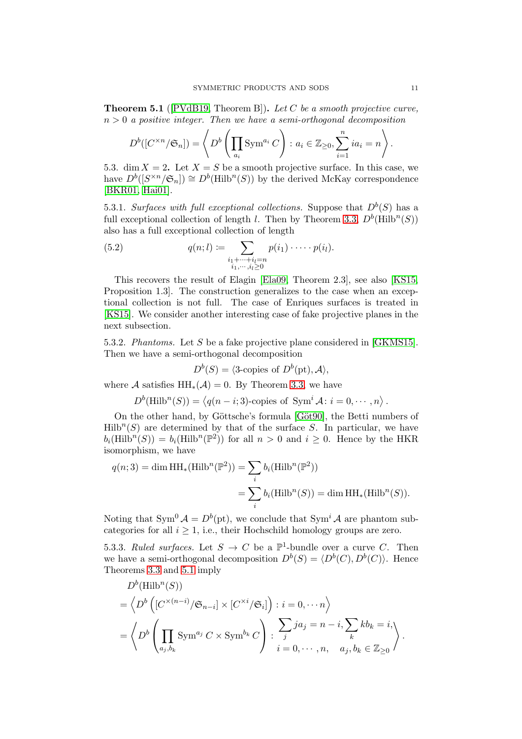**Theorem 5.1** ([PVdB19, Theorem B]). *Let $C$ be a smooth projective curve, $n > 0$ a positive integer. Then we have a semi-orthogonal decomposition*

$$D^b([C^{\times n}/\mathfrak{S}_n]) = \left\langle D^b\left(\prod_{a_i} \operatorname{Sym}^{a_i} C\right) : a_i \in \mathbb{Z}_{\geq 0}, \sum_{i=1}^{n} i a_i = n \right\rangle.$$

5.3. $\dim X = 2$. Let $X = S$ be a smooth projective surface. In this case, we have $D^b([S^{\times n}/\mathfrak{S}_n]) \cong D^b(\operatorname{Hilb}^n(S))$ by the derived McKay correspondence [BKR01, Hai01].

5.3.1. *Surfaces with full exceptional collections.* Suppose that $D^b(S)$ has a full exceptional collection of length $l$. Then by Theorem 3.3, $D^b(\operatorname{Hilb}^n(S))$ also has a full exceptional collection of length

$$q(n; l) := \sum_{\substack{i_1 + \cdots + i_l = n \\ i_1, \cdots, i_l \geq 0}} p(i_1) \cdot \cdots \cdot p(i_l). \tag{5.2}$$

This recovers the result of Elagin [Ela09, Theorem 2.3], see also [KS15, Proposition 1.3]. The construction generalizes to the case when an exceptional collection is not full. The case of Enriques surfaces is treated in [KS15]. We consider another interesting case of fake projective planes in the next subsection.

5.3.2. *Phantoms.* Let $S$ be a fake projective plane considered in [GKMS15]. Then we have a semi-orthogonal decomposition

$$D^b(S) = \langle \text{3-copies of } D^b(\mathrm{pt}), \mathcal{A} \rangle,$$

where $\mathcal{A}$ satisfies $\mathrm{HH}_*(\mathcal{A}) = 0$. By Theorem 3.3, we have

$$D^b(\operatorname{Hilb}^n(S)) = \left\langle q(n-i; 3)\text{-copies of } \operatorname{Sym}^i \mathcal{A} \colon i = 0, \cdots, n \right\rangle.$$

On the other hand, by Göttsche's formula [Göt90], the Betti numbers of $\operatorname{Hilb}^n(S)$ are determined by that of the surface $S$. In particular, we have $b_i(\operatorname{Hilb}^n(S)) = b_i(\operatorname{Hilb}^n(\mathbb{P}^2))$ for all $n > 0$ and $i \geq 0$. Hence by the HKR isomorphism, we have

$$\begin{aligned} q(n; 3) = \dim \mathrm{HH}_*(\operatorname{Hilb}^n(\mathbb{P}^2)) &= \sum_i b_i(\operatorname{Hilb}^n(\mathbb{P}^2)) \\ &= \sum_i b_i(\operatorname{Hilb}^n(S)) = \dim \mathrm{HH}_*(\operatorname{Hilb}^n(S)). \end{aligned}$$

Noting that $\operatorname{Sym}^0 \mathcal{A} = D^b(\mathrm{pt})$, we conclude that $\operatorname{Sym}^i \mathcal{A}$ are phantom subcategories for all $i \geq 1$, i.e., their Hochschild homology groups are zero.

5.3.3. *Ruled surfaces.* Let $S \to C$ be a $\mathbb{P}^1$-bundle over a curve $C$. Then we have a semi-orthogonal decomposition $D^b(S) = \langle D^b(C), D^b(C) \rangle$. Hence Theorems 3.3 and 5.1 imply

$$\begin{aligned} &D^b(\operatorname{Hilb}^n(S)) \\ &= \left\langle D^b\left([C^{\times(n-i)}/\mathfrak{S}_{n-i}] \times [C^{\times i}/\mathfrak{S}_i]\right) : i = 0, \cdots n \right\rangle \\ &= \left\langle D^b\left(\prod_{a_j, b_k} \operatorname{Sym}^{a_j} C \times \operatorname{Sym}^{b_k} C\right) : \begin{array}{c} \sum_j j a_j = n - i, \sum_k k b_k = i, \\ i = 0, \cdots, n, \quad a_j, b_k \in \mathbb{Z}_{\geq 0} \end{array} \right\rangle. \end{aligned}$$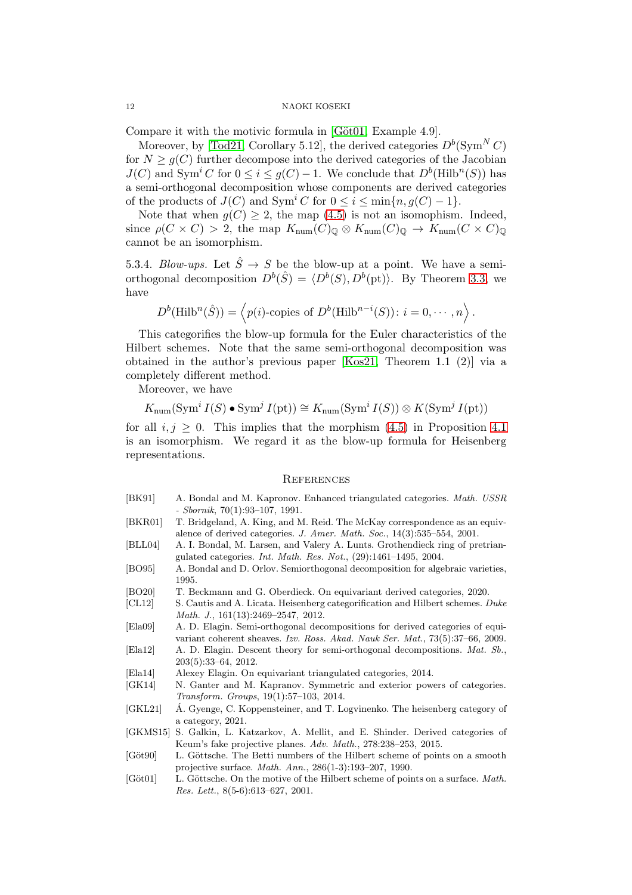Compare it with the motivic formula in [Göt01, Example 4.9].

Moreover, by [Tod21, Corollary 5.12], the derived categories $D^b(\mathrm{Sym}^N C)$ for $N \geq g(C)$ further decompose into the derived categories of the Jacobian $J(C)$ and $\mathrm{Sym}^i C$ for $0 \leq i \leq g(C) - 1$. We conclude that $D^b(\mathrm{Hilb}^n(S))$ has a semi-orthogonal decomposition whose components are derived categories of the products of $J(C)$ and $\mathrm{Sym}^i C$ for $0 \leq i \leq \min\{n, g(C) - 1\}$.

Note that when $g(C) \geq 2$, the map (4.5) is not an isomophism. Indeed, since $\rho(C \times C) > 2$, the map $K_{\mathrm{num}}(C)_{\mathbb{Q}} \otimes K_{\mathrm{num}}(C)_{\mathbb{Q}} \to K_{\mathrm{num}}(C \times C)_{\mathbb{Q}}$ cannot be an isomorphism.

5.3.4. *Blow-ups.* Let $\hat{S} \to S$ be the blow-up at a point. We have a semi-orthogonal decomposition $D^b(\hat{S}) = \langle D^b(S), D^b(\mathrm{pt}) \rangle$. By Theorem 3.3, we have

$$D^b(\mathrm{Hilb}^n(\hat{S})) = \left\langle p(i)\text{-copies of } D^b(\mathrm{Hilb}^{n-i}(S)) \colon i = 0, \cdots, n \right\rangle.$$

This categorifies the blow-up formula for the Euler characteristics of the Hilbert schemes. Note that the same semi-orthogonal decomposition was obtained in the author's previous paper [Kos21, Theorem 1.1 (2)] via a completely different method.

Moreover, we have

$$K_{\mathrm{num}}(\mathrm{Sym}^i I(S) \bullet \mathrm{Sym}^j I(\mathrm{pt})) \cong K_{\mathrm{num}}(\mathrm{Sym}^i I(S)) \otimes K(\mathrm{Sym}^j I(\mathrm{pt}))$$

for all $i, j \geq 0$. This implies that the morphism (4.5) in Proposition 4.1 is an isomorphism. We regard it as the blow-up formula for Heisenberg representations.

## References

- [BK91] A. Bondal and M. Kapronov. Enhanced triangulated categories. *Math. USSR - Sbornik*, 70(1):93–107, 1991.
- [BKR01] T. Bridgeland, A. King, and M. Reid. The McKay correspondence as an equivalence of derived categories. *J. Amer. Math. Soc.*, 14(3):535–554, 2001.
- [BLL04] A. I. Bondal, M. Larsen, and Valery A. Lunts. Grothendieck ring of pretriangulated categories. *Int. Math. Res. Not.*, (29):1461–1495, 2004.
- [BO95] A. Bondal and D. Orlov. Semiorthogonal decomposition for algebraic varieties, 1995.
- [BO20] T. Beckmann and G. Oberdieck. On equivariant derived categories, 2020.
- [CL12] S. Cautis and A. Licata. Heisenberg categorification and Hilbert schemes. *Duke Math. J.*, 161(13):2469–2547, 2012.
- [Ela09] A. D. Elagin. Semi-orthogonal decompositions for derived categories of equivariant coherent sheaves. *Izv. Ross. Akad. Nauk Ser. Mat.*, 73(5):37–66, 2009.
- [Ela12] A. D. Elagin. Descent theory for semi-orthogonal decompositions. *Mat. Sb.*, 203(5):33–64, 2012.
- [Ela14] Alexey Elagin. On equivariant triangulated categories, 2014.
- [GK14] N. Ganter and M. Kapranov. Symmetric and exterior powers of categories. *Transform. Groups*, 19(1):57–103, 2014.
- [GKL21] Á. Gyenge, C. Koppensteiner, and T. Logvinenko. The heisenberg category of a category, 2021.
- [GKMS15] S. Galkin, L. Katzarkov, A. Mellit, and E. Shinder. Derived categories of Keum's fake projective planes. *Adv. Math.*, 278:238–253, 2015.
- [Göt90] L. Göttsche. The Betti numbers of the Hilbert scheme of points on a smooth projective surface. *Math. Ann.*, 286(1-3):193–207, 1990.
- [Göt01] L. Göttsche. On the motive of the Hilbert scheme of points on a surface. *Math. Res. Lett.*, 8(5-6):613–627, 2001.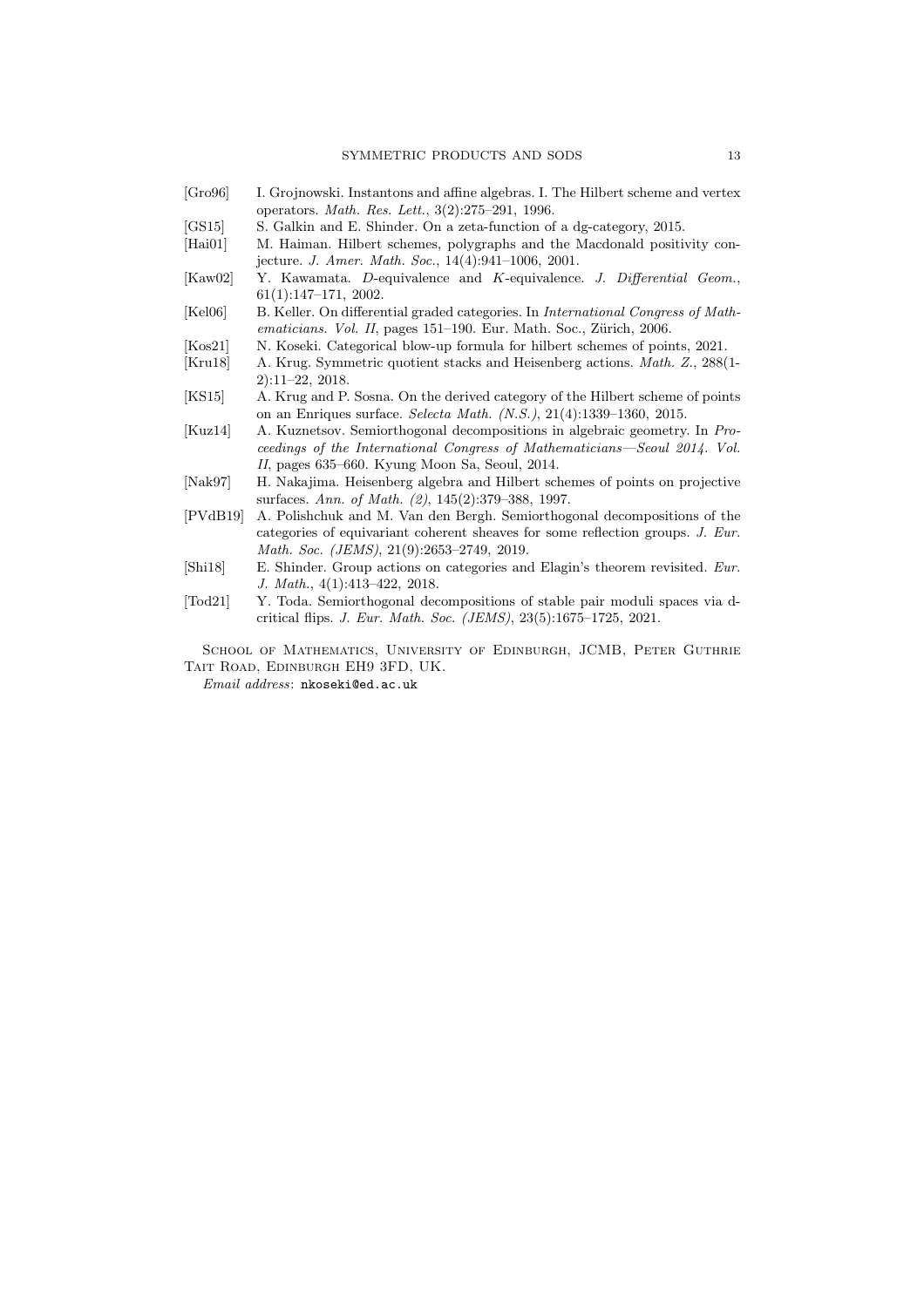- [Gro96] I. Grojnowski. Instantons and affine algebras. I. The Hilbert scheme and vertex operators. *Math. Res. Lett.*, 3(2):275–291, 1996.
- [GS15] S. Galkin and E. Shinder. On a zeta-function of a dg-category, 2015.
- [Hai01] M. Haiman. Hilbert schemes, polygraphs and the Macdonald positivity conjecture. *J. Amer. Math. Soc.*, 14(4):941–1006, 2001.
- [Kaw02] Y. Kawamata. $D$-equivalence and $K$-equivalence. *J. Differential Geom.*, 61(1):147–171, 2002.
- [Kel06] B. Keller. On differential graded categories. In *International Congress of Mathematicians. Vol. II*, pages 151–190. Eur. Math. Soc., Zürich, 2006.
- [Kos21] N. Koseki. Categorical blow-up formula for hilbert schemes of points, 2021.
- [Kru18] A. Krug. Symmetric quotient stacks and Heisenberg actions. *Math. Z.*, 288(1-2):11–22, 2018.
- [KS15] A. Krug and P. Sosna. On the derived category of the Hilbert scheme of points on an Enriques surface. *Selecta Math. (N.S.)*, 21(4):1339–1360, 2015.
- [Kuz14] A. Kuznetsov. Semiorthogonal decompositions in algebraic geometry. In *Proceedings of the International Congress of Mathematicians—Seoul 2014. Vol. II*, pages 635–660. Kyung Moon Sa, Seoul, 2014.
- [Nak97] H. Nakajima. Heisenberg algebra and Hilbert schemes of points on projective surfaces. *Ann. of Math. (2)*, 145(2):379–388, 1997.
- [PVdB19] A. Polishchuk and M. Van den Bergh. Semiorthogonal decompositions of the categories of equivariant coherent sheaves for some reflection groups. *J. Eur. Math. Soc. (JEMS)*, 21(9):2653–2749, 2019.
- [Shi18] E. Shinder. Group actions on categories and Elagin's theorem revisited. *Eur. J. Math.*, 4(1):413–422, 2018.
- [Tod21] Y. Toda. Semiorthogonal decompositions of stable pair moduli spaces via d-critical flips. *J. Eur. Math. Soc. (JEMS)*, 23(5):1675–1725, 2021.

School of Mathematics, University of Edinburgh, JCMB, Peter Guthrie Tait Road, Edinburgh EH9 3FD, UK.

*Email address*: nkoseki@ed.ac.uk